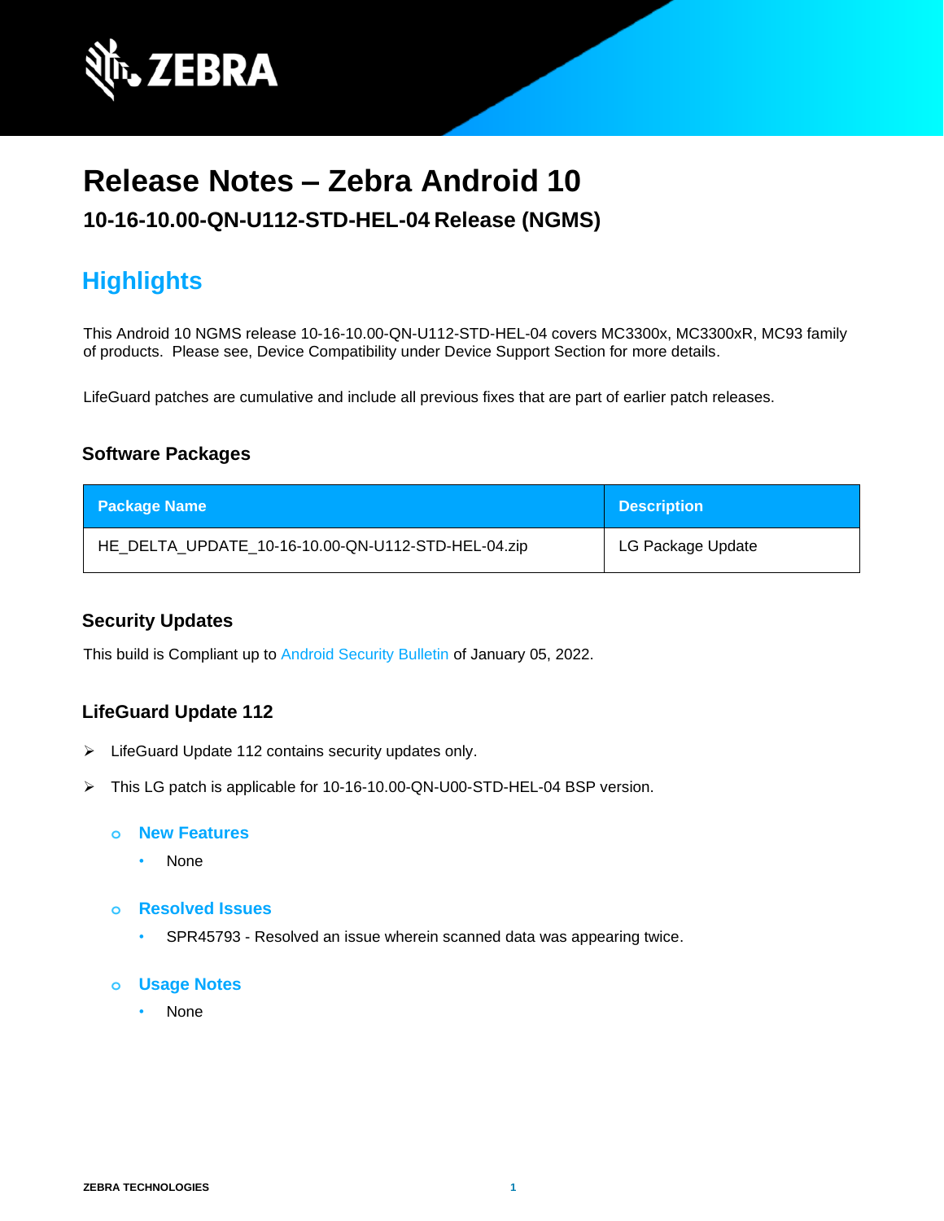# Release Notes – Zebra Android 10

### 10-16-10.00-QN-U112-STD-HEL-04 Release (NGMS)

## Highlights

This Android 10 NGMS release 10-16-10.00-QN-U112-STD-HEL-04 covers MC3300x, MC3300xR, MC93 family of products. Please see, Device Compatibility under Device Support Section for more details.

LifeGuard patches are cumulative and include all previous fixes that are part of earlier patch releases.

### Software Packages

| Package Name | Description |
| --- | --- |
| HE_DELTA_UPDATE_10-16-10.00-QN-U112-STD-HEL-04.zip | LG Package Update |

### Security Updates

This build is Compliant up to Android Security Bulletin of January 05, 2022.

### LifeGuard Update 112

- LifeGuard Update 112 contains security updates only.
- This LG patch is applicable for 10-16-10.00-QN-U00-STD-HEL-04 BSP version.
  - **New Features**
    - None
  - **Resolved Issues**
    - SPR45793 - Resolved an issue wherein scanned data was appearing twice.
  - **Usage Notes**
    - None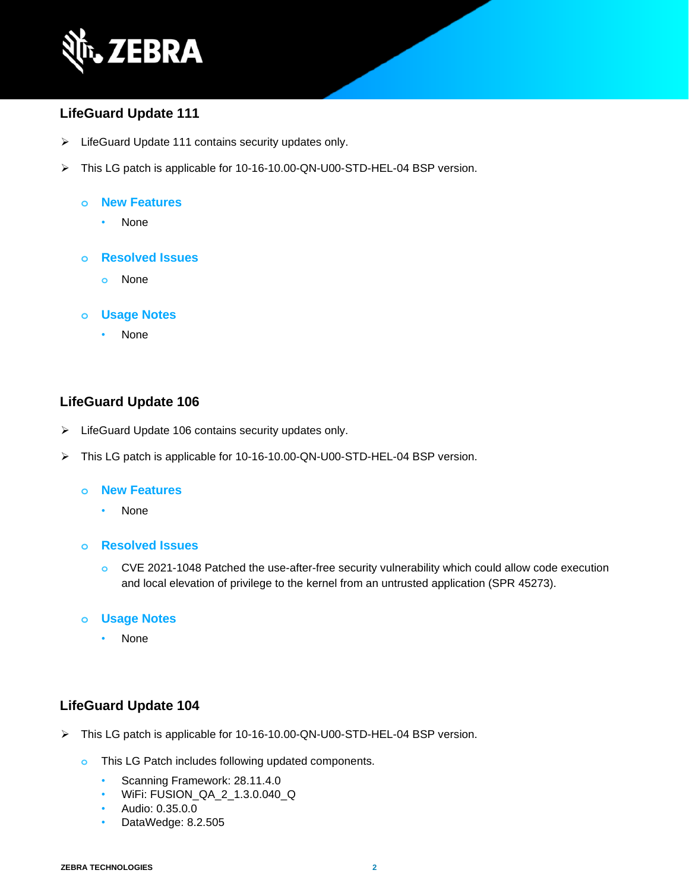## LifeGuard Update 111

- LifeGuard Update 111 contains security updates only.
- This LG patch is applicable for 10-16-10.00-QN-U00-STD-HEL-04 BSP version.
  - **New Features**
    - None
  - **Resolved Issues**
    - None
  - **Usage Notes**
    - None

## LifeGuard Update 106

- LifeGuard Update 106 contains security updates only.
- This LG patch is applicable for 10-16-10.00-QN-U00-STD-HEL-04 BSP version.
  - **New Features**
    - None
  - **Resolved Issues**
    - CVE 2021-1048 Patched the use-after-free security vulnerability which could allow code execution and local elevation of privilege to the kernel from an untrusted application (SPR 45273).
  - **Usage Notes**
    - None

## LifeGuard Update 104

- This LG patch is applicable for 10-16-10.00-QN-U00-STD-HEL-04 BSP version.
  - This LG Patch includes following updated components.
    - Scanning Framework: 28.11.4.0
    - WiFi: FUSION_QA_2_1.3.0.040_Q
    - Audio: 0.35.0.0
    - DataWedge: 8.2.505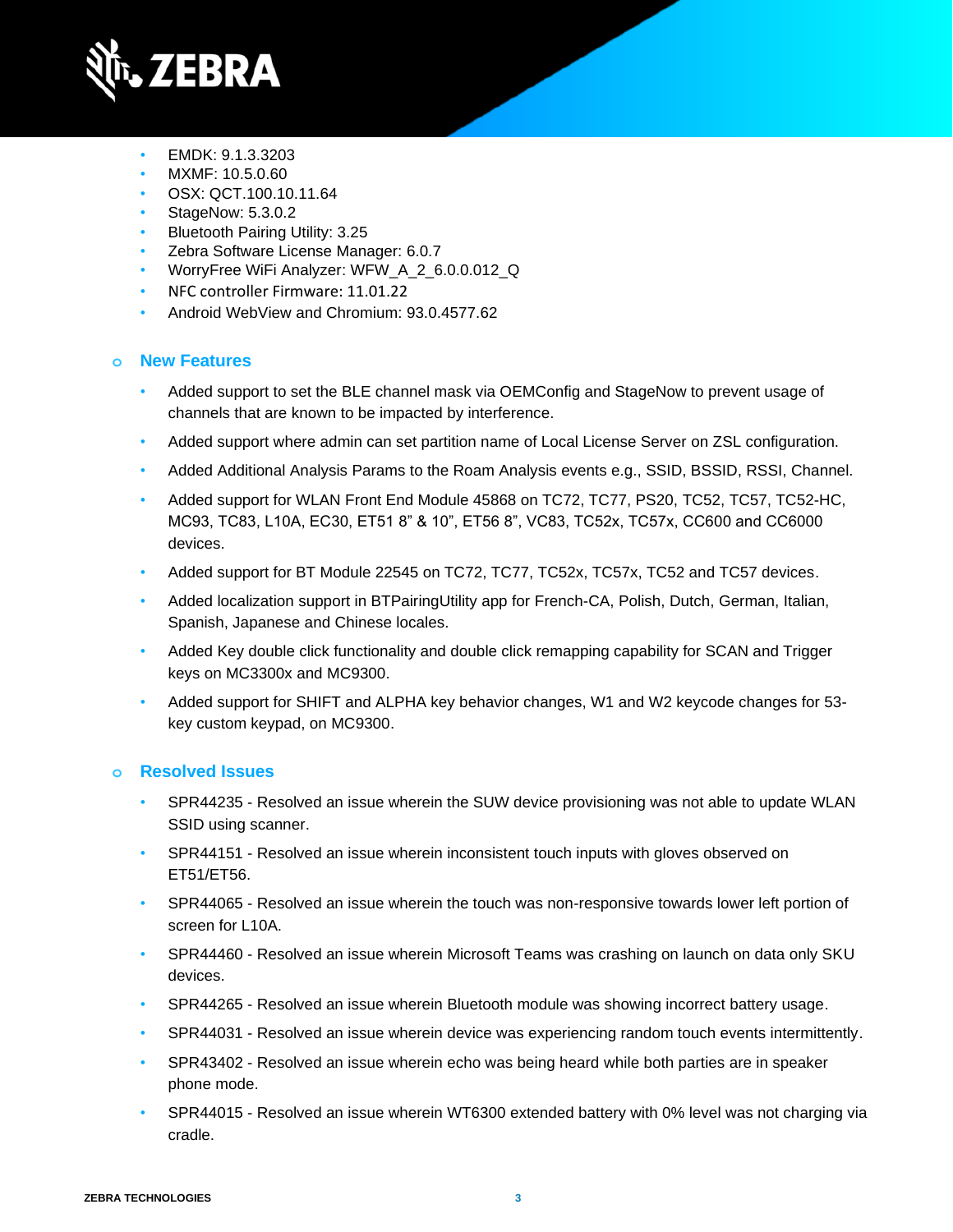- EMDK: 9.1.3.3203
- MXMF: 10.5.0.60
- OSX: QCT.100.10.11.64
- StageNow: 5.3.0.2
- Bluetooth Pairing Utility: 3.25
- Zebra Software License Manager: 6.0.7
- WorryFree WiFi Analyzer: WFW_A_2_6.0.0.012_Q
- NFC controller Firmware: 11.01.22
- Android WebView and Chromium: 93.0.4577.62

### New Features

- Added support to set the BLE channel mask via OEMConfig and StageNow to prevent usage of channels that are known to be impacted by interference.
- Added support where admin can set partition name of Local License Server on ZSL configuration.
- Added Additional Analysis Params to the Roam Analysis events e.g., SSID, BSSID, RSSI, Channel.
- Added support for WLAN Front End Module 45868 on TC72, TC77, PS20, TC52, TC57, TC52-HC, MC93, TC83, L10A, EC30, ET51 8" & 10", ET56 8", VC83, TC52x, TC57x, CC600 and CC6000 devices.
- Added support for BT Module 22545 on TC72, TC77, TC52x, TC57x, TC52 and TC57 devices.
- Added localization support in BTPairingUtility app for French-CA, Polish, Dutch, German, Italian, Spanish, Japanese and Chinese locales.
- Added Key double click functionality and double click remapping capability for SCAN and Trigger keys on MC3300x and MC9300.
- Added support for SHIFT and ALPHA key behavior changes, W1 and W2 keycode changes for 53-key custom keypad, on MC9300.

### Resolved Issues

- SPR44235 - Resolved an issue wherein the SUW device provisioning was not able to update WLAN SSID using scanner.
- SPR44151 - Resolved an issue wherein inconsistent touch inputs with gloves observed on ET51/ET56.
- SPR44065 - Resolved an issue wherein the touch was non-responsive towards lower left portion of screen for L10A.
- SPR44460 - Resolved an issue wherein Microsoft Teams was crashing on launch on data only SKU devices.
- SPR44265 - Resolved an issue wherein Bluetooth module was showing incorrect battery usage.
- SPR44031 - Resolved an issue wherein device was experiencing random touch events intermittently.
- SPR43402 - Resolved an issue wherein echo was being heard while both parties are in speaker phone mode.
- SPR44015 - Resolved an issue wherein WT6300 extended battery with 0% level was not charging via cradle.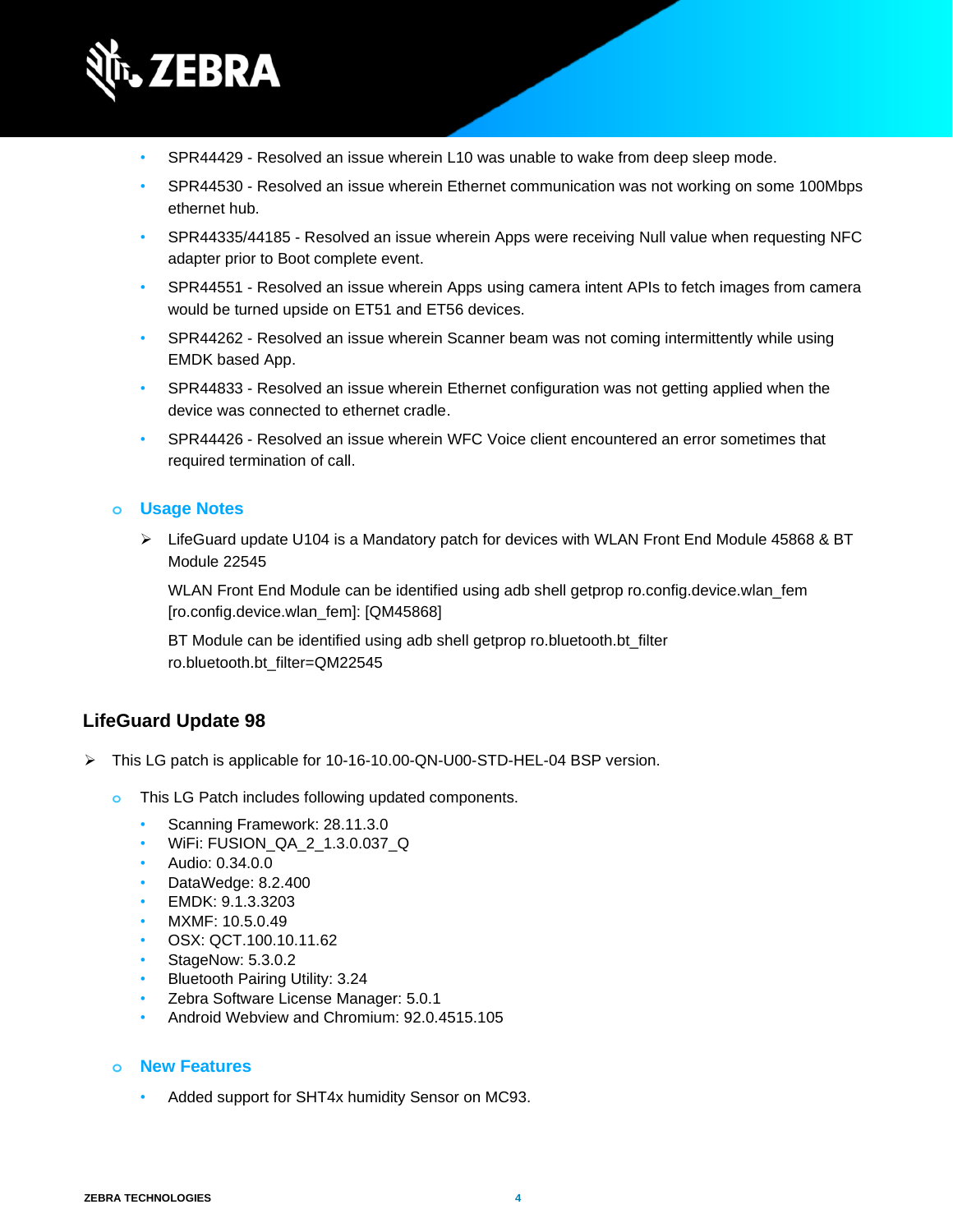- SPR44429 - Resolved an issue wherein L10 was unable to wake from deep sleep mode.
- SPR44530 - Resolved an issue wherein Ethernet communication was not working on some 100Mbps ethernet hub.
- SPR44335/44185 - Resolved an issue wherein Apps were receiving Null value when requesting NFC adapter prior to Boot complete event.
- SPR44551 - Resolved an issue wherein Apps using camera intent APIs to fetch images from camera would be turned upside on ET51 and ET56 devices.
- SPR44262 - Resolved an issue wherein Scanner beam was not coming intermittently while using EMDK based App.
- SPR44833 - Resolved an issue wherein Ethernet configuration was not getting applied when the device was connected to ethernet cradle.
- SPR44426 - Resolved an issue wherein WFC Voice client encountered an error sometimes that required termination of call.

### Usage Notes

- LifeGuard update U104 is a Mandatory patch for devices with WLAN Front End Module 45868 & BT Module 22545

  WLAN Front End Module can be identified using adb shell getprop ro.config.device.wlan_fem [ro.config.device.wlan_fem]: [QM45868]

  BT Module can be identified using adb shell getprop ro.bluetooth.bt_filter ro.bluetooth.bt_filter=QM22545

## LifeGuard Update 98

- This LG patch is applicable for 10-16-10.00-QN-U00-STD-HEL-04 BSP version.
  - This LG Patch includes following updated components.
    - Scanning Framework: 28.11.3.0
    - WiFi: FUSION_QA_2_1.3.0.037_Q
    - Audio: 0.34.0.0
    - DataWedge: 8.2.400
    - EMDK: 9.1.3.3203
    - MXMF: 10.5.0.49
    - OSX: QCT.100.10.11.62
    - StageNow: 5.3.0.2
    - Bluetooth Pairing Utility: 3.24
    - Zebra Software License Manager: 5.0.1
    - Android Webview and Chromium: 92.0.4515.105

### New Features

- Added support for SHT4x humidity Sensor on MC93.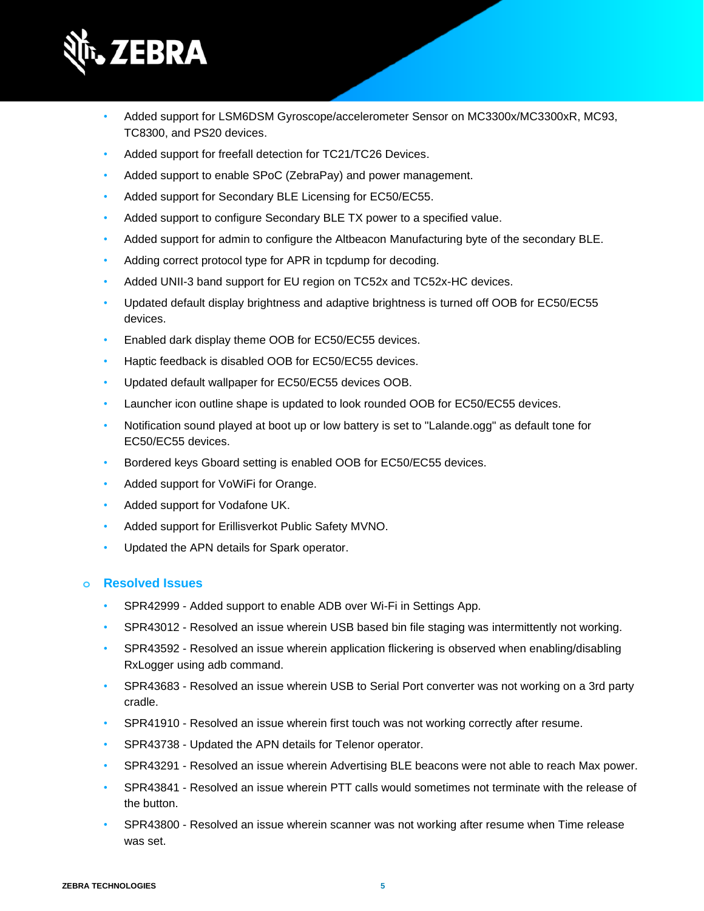- Added support for LSM6DSM Gyroscope/accelerometer Sensor on MC3300x/MC3300xR, MC93, TC8300, and PS20 devices.
- Added support for freefall detection for TC21/TC26 Devices.
- Added support to enable SPoC (ZebraPay) and power management.
- Added support for Secondary BLE Licensing for EC50/EC55.
- Added support to configure Secondary BLE TX power to a specified value.
- Added support for admin to configure the Altbeacon Manufacturing byte of the secondary BLE.
- Adding correct protocol type for APR in tcpdump for decoding.
- Added UNII-3 band support for EU region on TC52x and TC52x-HC devices.
- Updated default display brightness and adaptive brightness is turned off OOB for EC50/EC55 devices.
- Enabled dark display theme OOB for EC50/EC55 devices.
- Haptic feedback is disabled OOB for EC50/EC55 devices.
- Updated default wallpaper for EC50/EC55 devices OOB.
- Launcher icon outline shape is updated to look rounded OOB for EC50/EC55 devices.
- Notification sound played at boot up or low battery is set to "Lalande.ogg" as default tone for EC50/EC55 devices.
- Bordered keys Gboard setting is enabled OOB for EC50/EC55 devices.
- Added support for VoWiFi for Orange.
- Added support for Vodafone UK.
- Added support for Erillisverkot Public Safety MVNO.
- Updated the APN details for Spark operator.

### Resolved Issues

- SPR42999 - Added support to enable ADB over Wi-Fi in Settings App.
- SPR43012 - Resolved an issue wherein USB based bin file staging was intermittently not working.
- SPR43592 - Resolved an issue wherein application flickering is observed when enabling/disabling RxLogger using adb command.
- SPR43683 - Resolved an issue wherein USB to Serial Port converter was not working on a 3rd party cradle.
- SPR41910 - Resolved an issue wherein first touch was not working correctly after resume.
- SPR43738 - Updated the APN details for Telenor operator.
- SPR43291 - Resolved an issue wherein Advertising BLE beacons were not able to reach Max power.
- SPR43841 - Resolved an issue wherein PTT calls would sometimes not terminate with the release of the button.
- SPR43800 - Resolved an issue wherein scanner was not working after resume when Time release was set.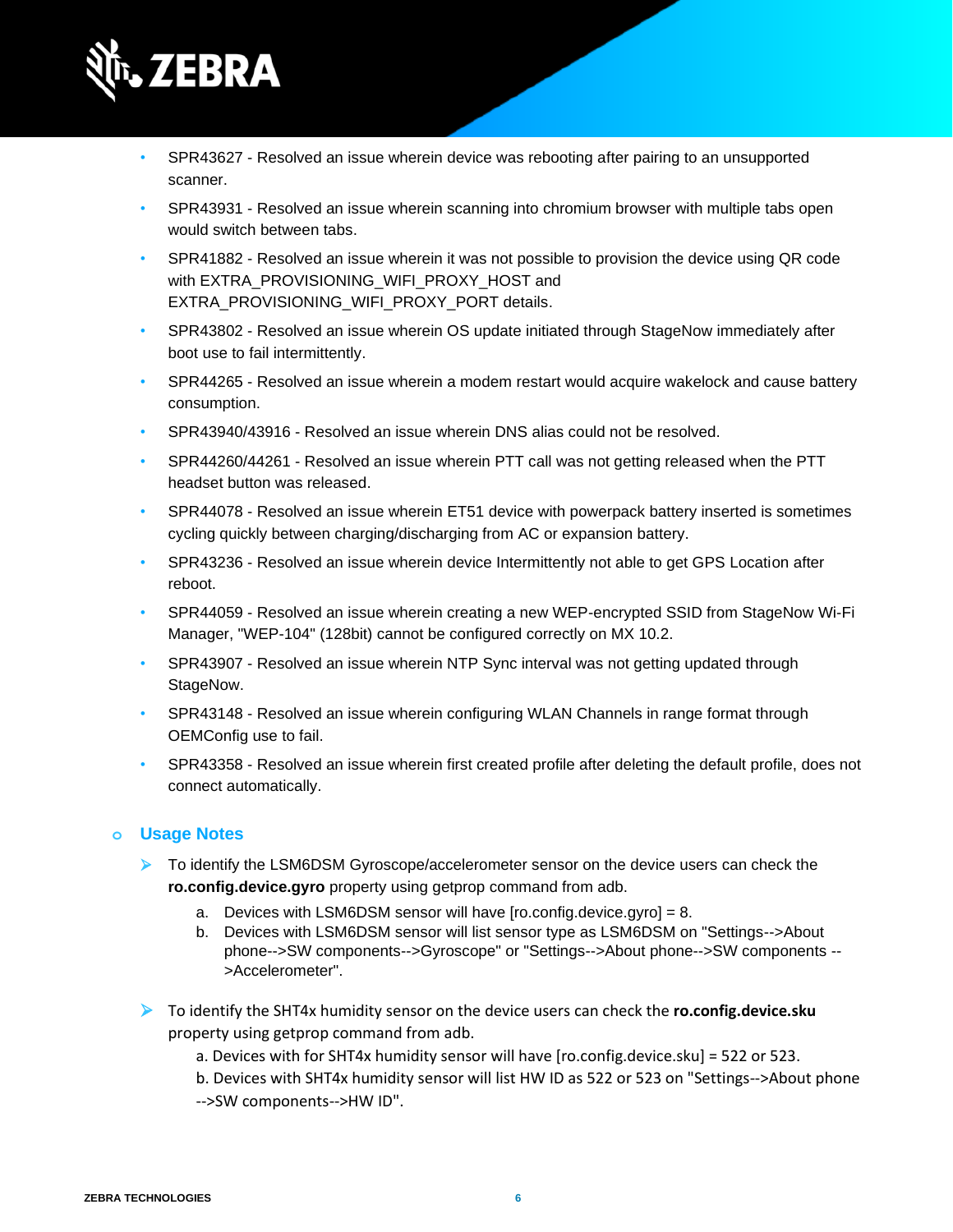- SPR43627 - Resolved an issue wherein device was rebooting after pairing to an unsupported scanner.
- SPR43931 - Resolved an issue wherein scanning into chromium browser with multiple tabs open would switch between tabs.
- SPR41882 - Resolved an issue wherein it was not possible to provision the device using QR code with EXTRA_PROVISIONING_WIFI_PROXY_HOST and EXTRA_PROVISIONING_WIFI_PROXY_PORT details.
- SPR43802 - Resolved an issue wherein OS update initiated through StageNow immediately after boot use to fail intermittently.
- SPR44265 - Resolved an issue wherein a modem restart would acquire wakelock and cause battery consumption.
- SPR43940/43916 - Resolved an issue wherein DNS alias could not be resolved.
- SPR44260/44261 - Resolved an issue wherein PTT call was not getting released when the PTT headset button was released.
- SPR44078 - Resolved an issue wherein ET51 device with powerpack battery inserted is sometimes cycling quickly between charging/discharging from AC or expansion battery.
- SPR43236 - Resolved an issue wherein device Intermittently not able to get GPS Location after reboot.
- SPR44059 - Resolved an issue wherein creating a new WEP-encrypted SSID from StageNow Wi-Fi Manager, "WEP-104" (128bit) cannot be configured correctly on MX 10.2.
- SPR43907 - Resolved an issue wherein NTP Sync interval was not getting updated through StageNow.
- SPR43148 - Resolved an issue wherein configuring WLAN Channels in range format through OEMConfig use to fail.
- SPR43358 - Resolved an issue wherein first created profile after deleting the default profile, does not connect automatically.

### Usage Notes

- To identify the LSM6DSM Gyroscope/accelerometer sensor on the device users can check the **ro.config.device.gyro** property using getprop command from adb.
  a. Devices with LSM6DSM sensor will have [ro.config.device.gyro] = 8.
  b. Devices with LSM6DSM sensor will list sensor type as LSM6DSM on "Settings-->About phone-->SW components-->Gyroscope" or "Settings-->About phone-->SW components -->Accelerometer".

- To identify the SHT4x humidity sensor on the device users can check the **ro.config.device.sku** property using getprop command from adb.
  a. Devices with for SHT4x humidity sensor will have [ro.config.device.sku] = 522 or 523.
  b. Devices with SHT4x humidity sensor will list HW ID as 522 or 523 on "Settings-->About phone -->SW components-->HW ID".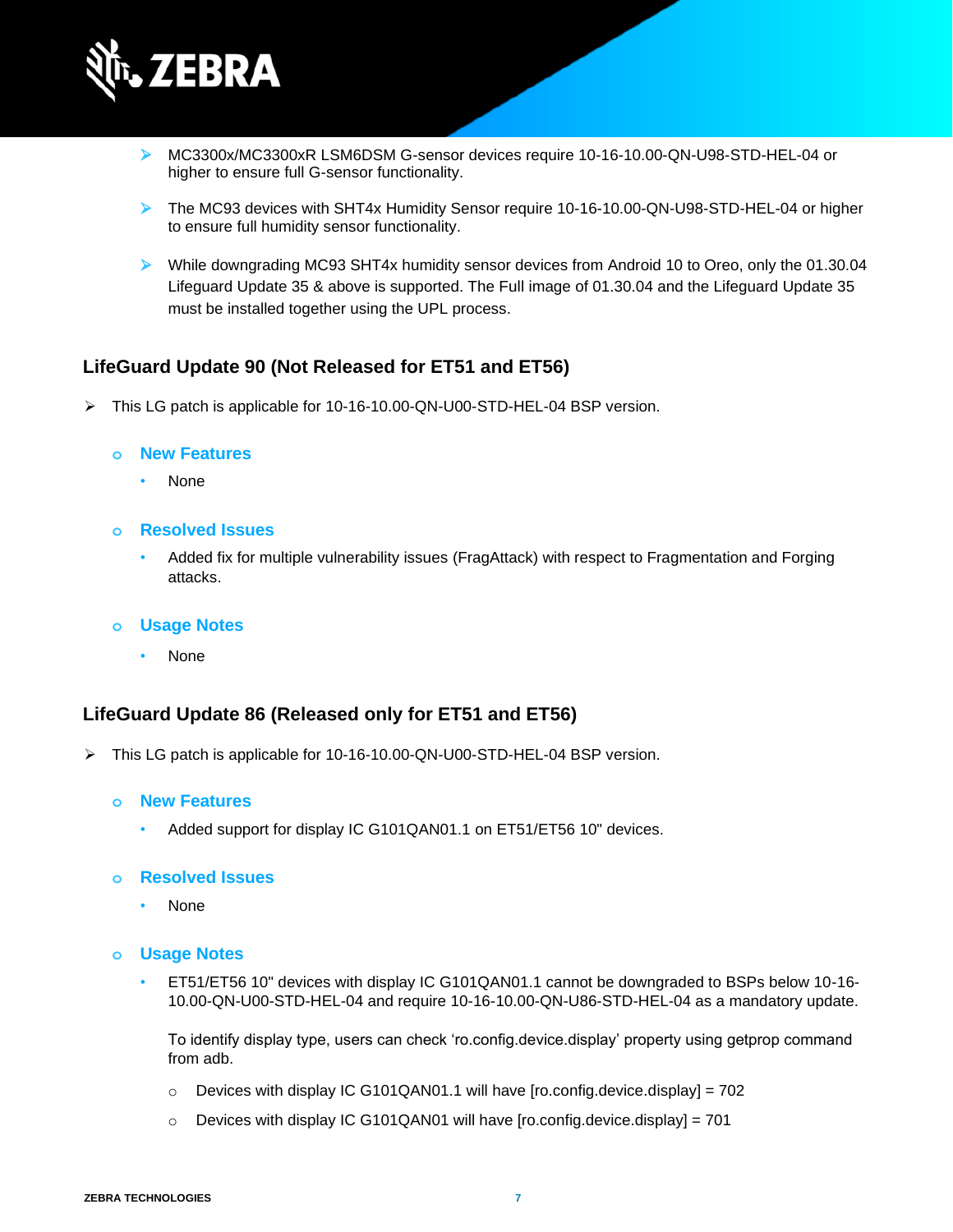- MC3300x/MC3300xR LSM6DSM G-sensor devices require 10-16-10.00-QN-U98-STD-HEL-04 or higher to ensure full G-sensor functionality.
- The MC93 devices with SHT4x Humidity Sensor require 10-16-10.00-QN-U98-STD-HEL-04 or higher to ensure full humidity sensor functionality.
- While downgrading MC93 SHT4x humidity sensor devices from Android 10 to Oreo, only the 01.30.04 Lifeguard Update 35 & above is supported. The Full image of 01.30.04 and the Lifeguard Update 35 must be installed together using the UPL process.

### LifeGuard Update 90 (Not Released for ET51 and ET56)

- This LG patch is applicable for 10-16-10.00-QN-U00-STD-HEL-04 BSP version.

  - **New Features**
    - None
  - **Resolved Issues**
    - Added fix for multiple vulnerability issues (FragAttack) with respect to Fragmentation and Forging attacks.
  - **Usage Notes**
    - None

### LifeGuard Update 86 (Released only for ET51 and ET56)

- This LG patch is applicable for 10-16-10.00-QN-U00-STD-HEL-04 BSP version.

  - **New Features**
    - Added support for display IC G101QAN01.1 on ET51/ET56 10" devices.
  - **Resolved Issues**
    - None
  - **Usage Notes**
    - ET51/ET56 10" devices with display IC G101QAN01.1 cannot be downgraded to BSPs below 10-16-10.00-QN-U00-STD-HEL-04 and require 10-16-10.00-QN-U86-STD-HEL-04 as a mandatory update.

      To identify display type, users can check 'ro.config.device.display' property using getprop command from adb.

      - Devices with display IC G101QAN01.1 will have [ro.config.device.display] = 702
      - Devices with display IC G101QAN01 will have [ro.config.device.display] = 701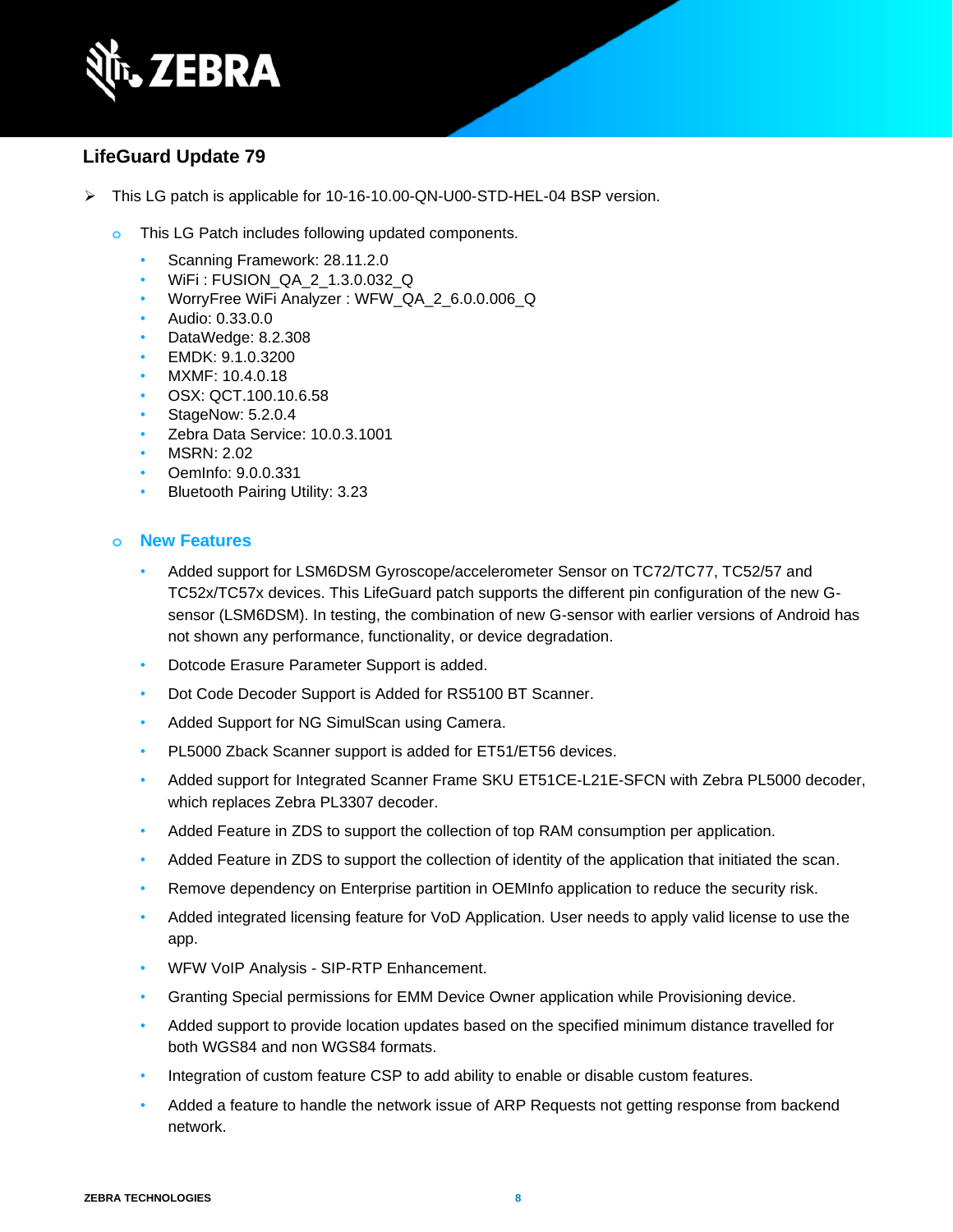## LifeGuard Update 79

- This LG patch is applicable for 10-16-10.00-QN-U00-STD-HEL-04 BSP version.
  - This LG Patch includes following updated components.
    - Scanning Framework: 28.11.2.0
    - WiFi : FUSION_QA_2_1.3.0.032_Q
    - WorryFree WiFi Analyzer : WFW_QA_2_6.0.0.006_Q
    - Audio: 0.33.0.0
    - DataWedge: 8.2.308
    - EMDK: 9.1.0.3200
    - MXMF: 10.4.0.18
    - OSX: QCT.100.10.6.58
    - StageNow: 5.2.0.4
    - Zebra Data Service: 10.0.3.1001
    - MSRN: 2.02
    - OemInfo: 9.0.0.331
    - Bluetooth Pairing Utility: 3.23
  - **New Features**
    - Added support for LSM6DSM Gyroscope/accelerometer Sensor on TC72/TC77, TC52/57 and TC52x/TC57x devices. This LifeGuard patch supports the different pin configuration of the new G-sensor (LSM6DSM). In testing, the combination of new G-sensor with earlier versions of Android has not shown any performance, functionality, or device degradation.
    - Dotcode Erasure Parameter Support is added.
    - Dot Code Decoder Support is Added for RS5100 BT Scanner.
    - Added Support for NG SimulScan using Camera.
    - PL5000 Zback Scanner support is added for ET51/ET56 devices.
    - Added support for Integrated Scanner Frame SKU ET51CE-L21E-SFCN with Zebra PL5000 decoder, which replaces Zebra PL3307 decoder.
    - Added Feature in ZDS to support the collection of top RAM consumption per application.
    - Added Feature in ZDS to support the collection of identity of the application that initiated the scan.
    - Remove dependency on Enterprise partition in OEMInfo application to reduce the security risk.
    - Added integrated licensing feature for VoD Application. User needs to apply valid license to use the app.
    - WFW VoIP Analysis - SIP-RTP Enhancement.
    - Granting Special permissions for EMM Device Owner application while Provisioning device.
    - Added support to provide location updates based on the specified minimum distance travelled for both WGS84 and non WGS84 formats.
    - Integration of custom feature CSP to add ability to enable or disable custom features.
    - Added a feature to handle the network issue of ARP Requests not getting response from backend network.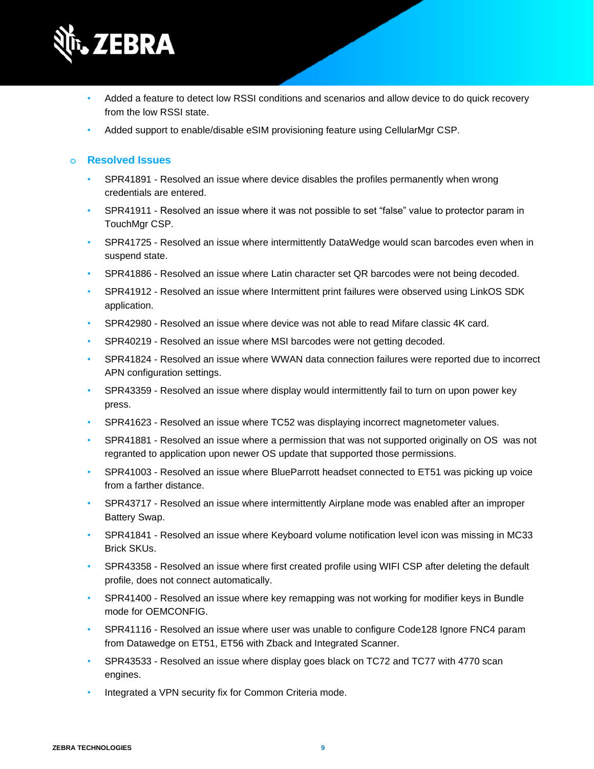- Added a feature to detect low RSSI conditions and scenarios and allow device to do quick recovery from the low RSSI state.
- Added support to enable/disable eSIM provisioning feature using CellularMgr CSP.

### Resolved Issues

- SPR41891 - Resolved an issue where device disables the profiles permanently when wrong credentials are entered.
- SPR41911 - Resolved an issue where it was not possible to set "false" value to protector param in TouchMgr CSP.
- SPR41725 - Resolved an issue where intermittently DataWedge would scan barcodes even when in suspend state.
- SPR41886 - Resolved an issue where Latin character set QR barcodes were not being decoded.
- SPR41912 - Resolved an issue where Intermittent print failures were observed using LinkOS SDK application.
- SPR42980 - Resolved an issue where device was not able to read Mifare classic 4K card.
- SPR40219 - Resolved an issue where MSI barcodes were not getting decoded.
- SPR41824 - Resolved an issue where WWAN data connection failures were reported due to incorrect APN configuration settings.
- SPR43359 - Resolved an issue where display would intermittently fail to turn on upon power key press.
- SPR41623 - Resolved an issue where TC52 was displaying incorrect magnetometer values.
- SPR41881 - Resolved an issue where a permission that was not supported originally on OS was not regranted to application upon newer OS update that supported those permissions.
- SPR41003 - Resolved an issue where BlueParrott headset connected to ET51 was picking up voice from a farther distance.
- SPR43717 - Resolved an issue where intermittently Airplane mode was enabled after an improper Battery Swap.
- SPR41841 - Resolved an issue where Keyboard volume notification level icon was missing in MC33 Brick SKUs.
- SPR43358 - Resolved an issue where first created profile using WIFI CSP after deleting the default profile, does not connect automatically.
- SPR41400 - Resolved an issue where key remapping was not working for modifier keys in Bundle mode for OEMCONFIG.
- SPR41116 - Resolved an issue where user was unable to configure Code128 Ignore FNC4 param from Datawedge on ET51, ET56 with Zback and Integrated Scanner.
- SPR43533 - Resolved an issue where display goes black on TC72 and TC77 with 4770 scan engines.
- Integrated a VPN security fix for Common Criteria mode.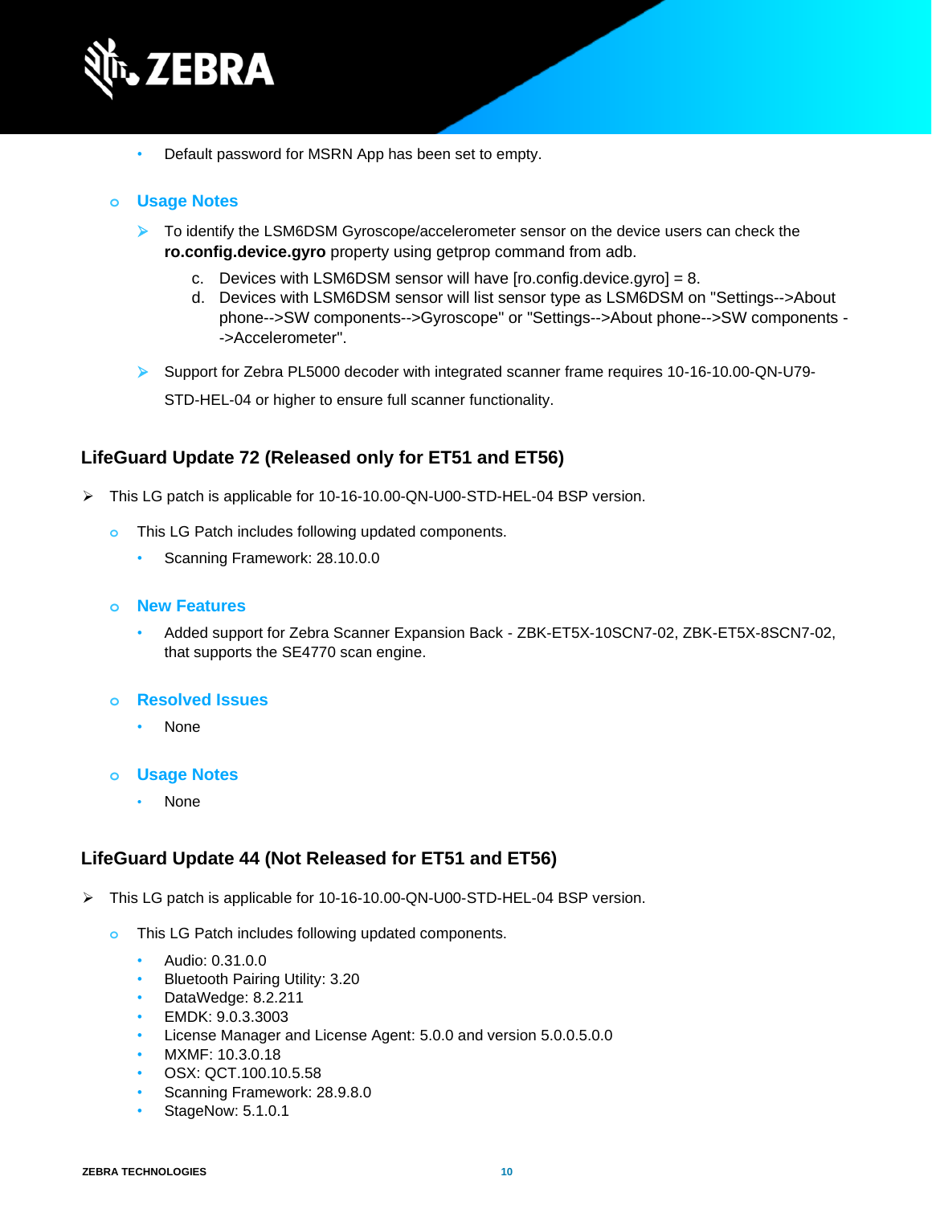- Default password for MSRN App has been set to empty.

- **Usage Notes**
  - To identify the LSM6DSM Gyroscope/accelerometer sensor on the device users can check the **ro.config.device.gyro** property using getprop command from adb.
    c. Devices with LSM6DSM sensor will have [ro.config.device.gyro] = 8.
    d. Devices with LSM6DSM sensor will list sensor type as LSM6DSM on "Settings-->About phone-->SW components-->Gyroscope" or "Settings-->About phone-->SW components -->Accelerometer".
  - Support for Zebra PL5000 decoder with integrated scanner frame requires 10-16-10.00-QN-U79-STD-HEL-04 or higher to ensure full scanner functionality.

### LifeGuard Update 72 (Released only for ET51 and ET56)

- This LG patch is applicable for 10-16-10.00-QN-U00-STD-HEL-04 BSP version.
  - This LG Patch includes following updated components.
    - Scanning Framework: 28.10.0.0
  - **New Features**
    - Added support for Zebra Scanner Expansion Back - ZBK-ET5X-10SCN7-02, ZBK-ET5X-8SCN7-02, that supports the SE4770 scan engine.
  - **Resolved Issues**
    - None
  - **Usage Notes**
    - None

### LifeGuard Update 44 (Not Released for ET51 and ET56)

- This LG patch is applicable for 10-16-10.00-QN-U00-STD-HEL-04 BSP version.
  - This LG Patch includes following updated components.
    - Audio: 0.31.0.0
    - Bluetooth Pairing Utility: 3.20
    - DataWedge: 8.2.211
    - EMDK: 9.0.3.3003
    - License Manager and License Agent: 5.0.0 and version 5.0.0.5.0.0
    - MXMF: 10.3.0.18
    - OSX: QCT.100.10.5.58
    - Scanning Framework: 28.9.8.0
    - StageNow: 5.1.0.1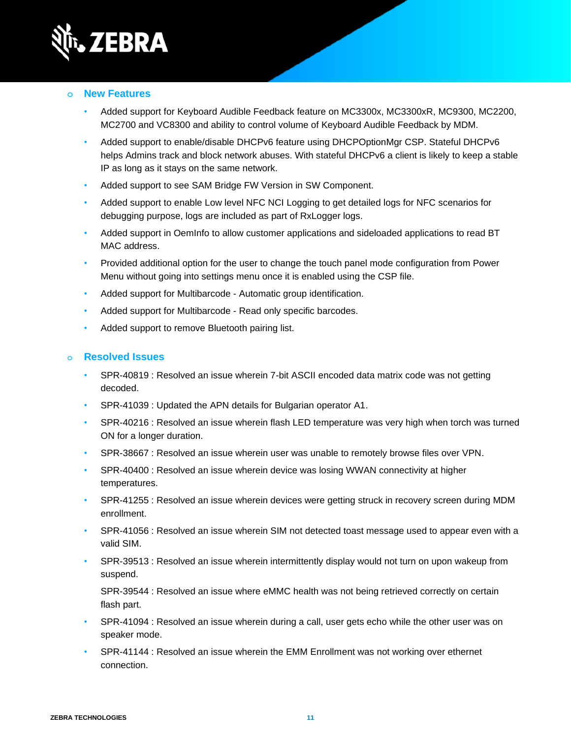- **New Features**
  - Added support for Keyboard Audible Feedback feature on MC3300x, MC3300xR, MC9300, MC2200, MC2700 and VC8300 and ability to control volume of Keyboard Audible Feedback by MDM.
  - Added support to enable/disable DHCPv6 feature using DHCPOptionMgr CSP. Stateful DHCPv6 helps Admins track and block network abuses. With stateful DHCPv6 a client is likely to keep a stable IP as long as it stays on the same network.
  - Added support to see SAM Bridge FW Version in SW Component.
  - Added support to enable Low level NFC NCI Logging to get detailed logs for NFC scenarios for debugging purpose, logs are included as part of RxLogger logs.
  - Added support in OemInfo to allow customer applications and sideloaded applications to read BT MAC address.
  - Provided additional option for the user to change the touch panel mode configuration from Power Menu without going into settings menu once it is enabled using the CSP file.
  - Added support for Multibarcode - Automatic group identification.
  - Added support for Multibarcode - Read only specific barcodes.
  - Added support to remove Bluetooth pairing list.

- **Resolved Issues**
  - SPR-40819 : Resolved an issue wherein 7-bit ASCII encoded data matrix code was not getting decoded.
  - SPR-41039 : Updated the APN details for Bulgarian operator A1.
  - SPR-40216 : Resolved an issue wherein flash LED temperature was very high when torch was turned ON for a longer duration.
  - SPR-38667 : Resolved an issue wherein user was unable to remotely browse files over VPN.
  - SPR-40400 : Resolved an issue wherein device was losing WWAN connectivity at higher temperatures.
  - SPR-41255 : Resolved an issue wherein devices were getting struck in recovery screen during MDM enrollment.
  - SPR-41056 : Resolved an issue wherein SIM not detected toast message used to appear even with a valid SIM.
  - SPR-39513 : Resolved an issue wherein intermittently display would not turn on upon wakeup from suspend.

    SPR-39544 : Resolved an issue where eMMC health was not being retrieved correctly on certain flash part.
  - SPR-41094 : Resolved an issue wherein during a call, user gets echo while the other user was on speaker mode.
  - SPR-41144 : Resolved an issue wherein the EMM Enrollment was not working over ethernet connection.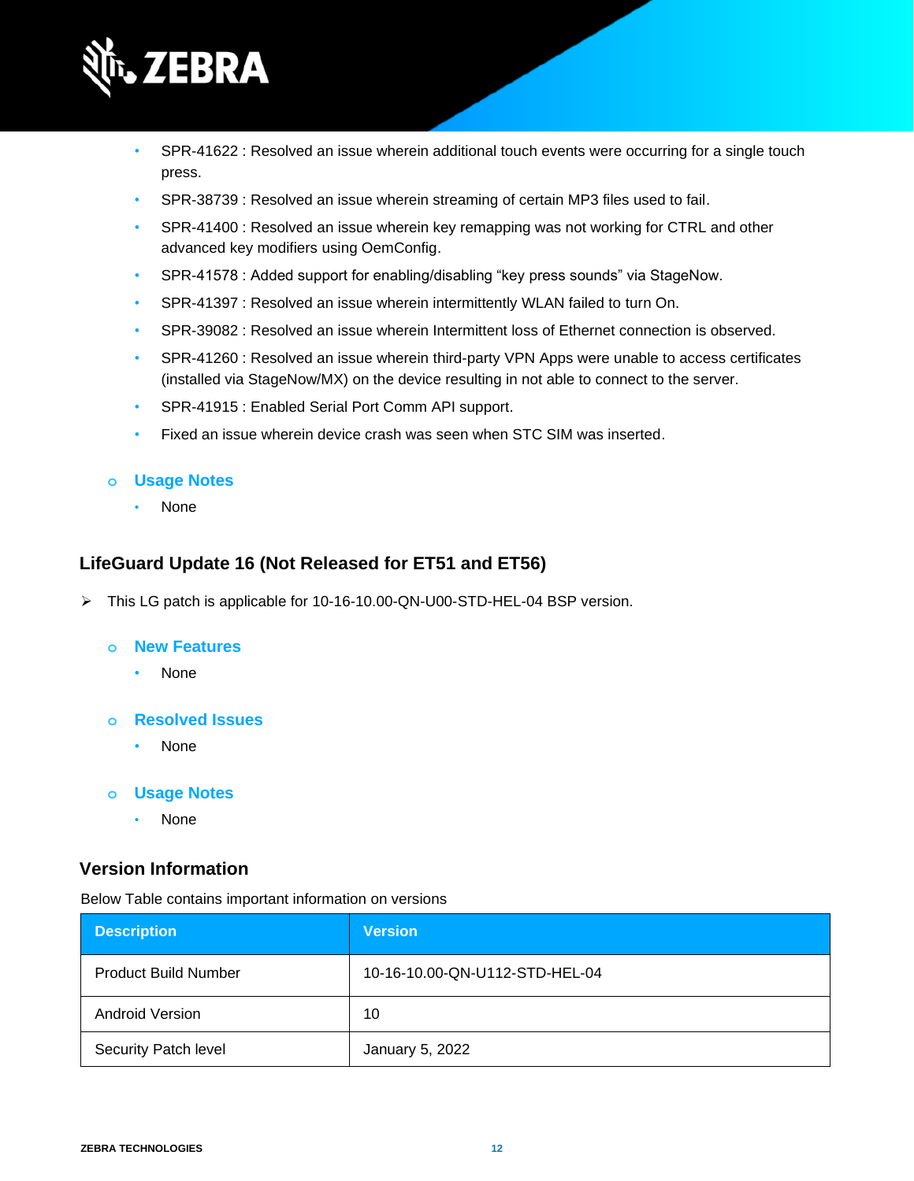- SPR-41622 : Resolved an issue wherein additional touch events were occurring for a single touch press.
- SPR-38739 : Resolved an issue wherein streaming of certain MP3 files used to fail.
- SPR-41400 : Resolved an issue wherein key remapping was not working for CTRL and other advanced key modifiers using OemConfig.
- SPR-41578 : Added support for enabling/disabling “key press sounds” via StageNow.
- SPR-41397 : Resolved an issue wherein intermittently WLAN failed to turn On.
- SPR-39082 : Resolved an issue wherein Intermittent loss of Ethernet connection is observed.
- SPR-41260 : Resolved an issue wherein third-party VPN Apps were unable to access certificates (installed via StageNow/MX) on the device resulting in not able to connect to the server.
- SPR-41915 : Enabled Serial Port Comm API support.
- Fixed an issue wherein device crash was seen when STC SIM was inserted.

### Usage Notes

- None

## LifeGuard Update 16 (Not Released for ET51 and ET56)

- This LG patch is applicable for 10-16-10.00-QN-U00-STD-HEL-04 BSP version.

### New Features

- None

### Resolved Issues

- None

### Usage Notes

- None

## Version Information

Below Table contains important information on versions

| Description | Version |
|---|---|
| Product Build Number | 10-16-10.00-QN-U112-STD-HEL-04 |
| Android Version | 10 |
| Security Patch level | January 5, 2022 |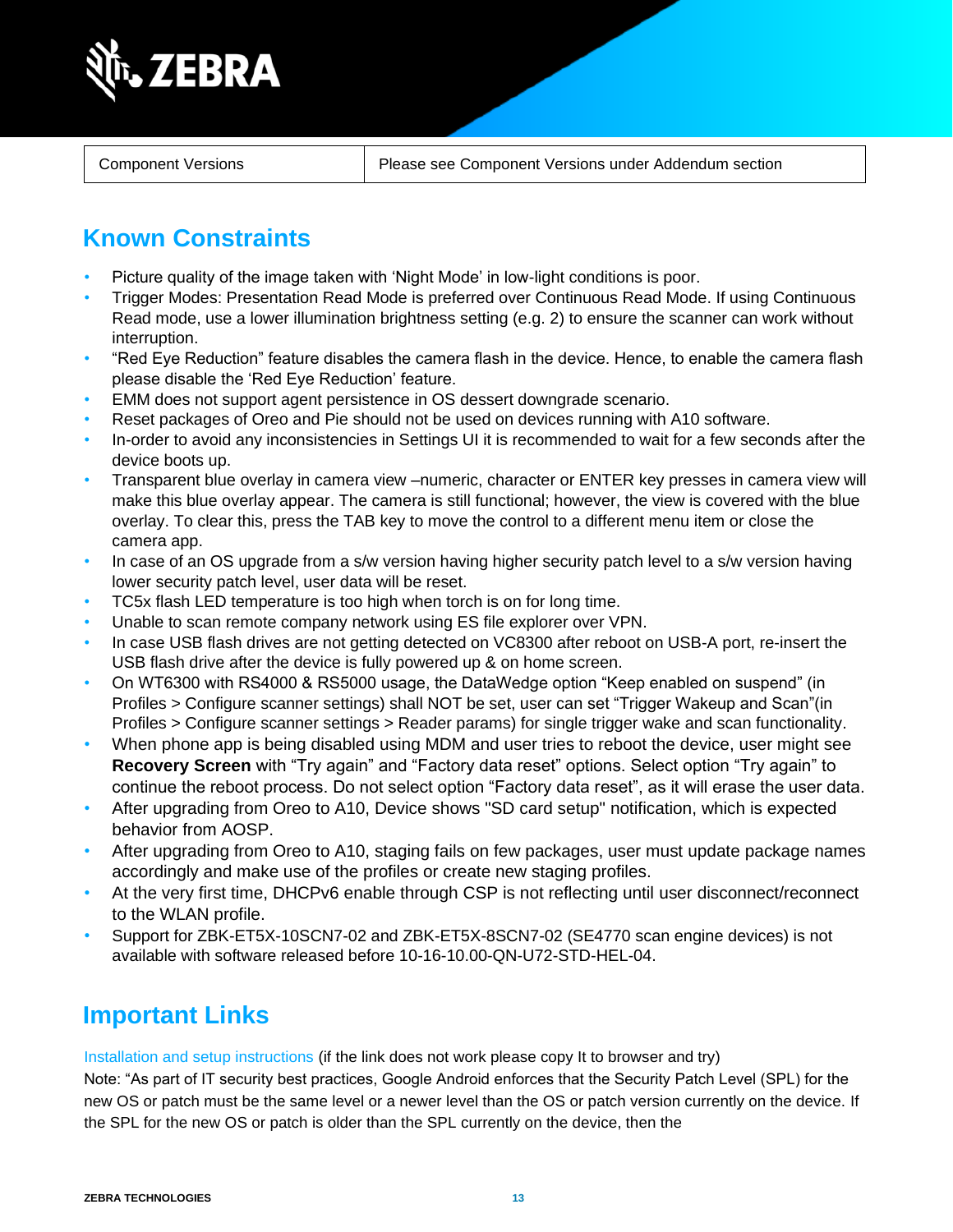| | |
|---|---|
| Component Versions | Please see Component Versions under Addendum section |

## Known Constraints

- Picture quality of the image taken with 'Night Mode' in low-light conditions is poor.
- Trigger Modes: Presentation Read Mode is preferred over Continuous Read Mode. If using Continuous Read mode, use a lower illumination brightness setting (e.g. 2) to ensure the scanner can work without interruption.
- "Red Eye Reduction" feature disables the camera flash in the device. Hence, to enable the camera flash please disable the 'Red Eye Reduction' feature.
- EMM does not support agent persistence in OS dessert downgrade scenario.
- Reset packages of Oreo and Pie should not be used on devices running with A10 software.
- In-order to avoid any inconsistencies in Settings UI it is recommended to wait for a few seconds after the device boots up.
- Transparent blue overlay in camera view –numeric, character or ENTER key presses in camera view will make this blue overlay appear. The camera is still functional; however, the view is covered with the blue overlay. To clear this, press the TAB key to move the control to a different menu item or close the camera app.
- In case of an OS upgrade from a s/w version having higher security patch level to a s/w version having lower security patch level, user data will be reset.
- TC5x flash LED temperature is too high when torch is on for long time.
- Unable to scan remote company network using ES file explorer over VPN.
- In case USB flash drives are not getting detected on VC8300 after reboot on USB-A port, re-insert the USB flash drive after the device is fully powered up & on home screen.
- On WT6300 with RS4000 & RS5000 usage, the DataWedge option "Keep enabled on suspend" (in Profiles > Configure scanner settings) shall NOT be set, user can set "Trigger Wakeup and Scan"(in Profiles > Configure scanner settings > Reader params) for single trigger wake and scan functionality.
- When phone app is being disabled using MDM and user tries to reboot the device, user might see **Recovery Screen** with "Try again" and "Factory data reset" options. Select option "Try again" to continue the reboot process. Do not select option "Factory data reset", as it will erase the user data.
- After upgrading from Oreo to A10, Device shows "SD card setup" notification, which is expected behavior from AOSP.
- After upgrading from Oreo to A10, staging fails on few packages, user must update package names accordingly and make use of the profiles or create new staging profiles.
- At the very first time, DHCPv6 enable through CSP is not reflecting until user disconnect/reconnect to the WLAN profile.
- Support for ZBK-ET5X-10SCN7-02 and ZBK-ET5X-8SCN7-02 (SE4770 scan engine devices) is not available with software released before 10-16-10.00-QN-U72-STD-HEL-04.

## Important Links

Installation and setup instructions (if the link does not work please copy It to browser and try)

Note: "As part of IT security best practices, Google Android enforces that the Security Patch Level (SPL) for the new OS or patch must be the same level or a newer level than the OS or patch version currently on the device. If the SPL for the new OS or patch is older than the SPL currently on the device, then the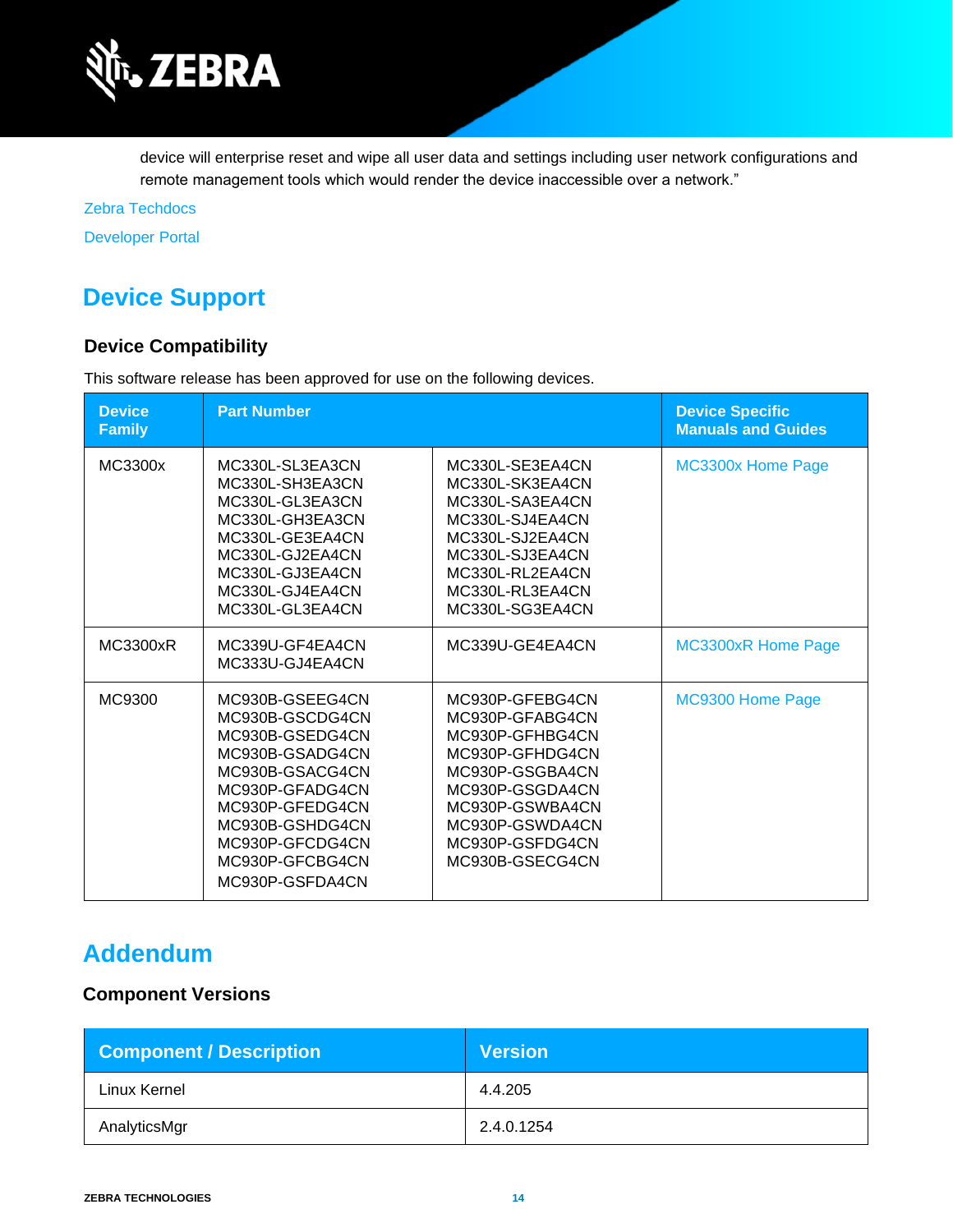device will enterprise reset and wipe all user data and settings including user network configurations and remote management tools which would render the device inaccessible over a network."

Zebra Techdocs

Developer Portal

# Device Support

### Device Compatibility

This software release has been approved for use on the following devices.

| Device Family | Part Number | | Device Specific Manuals and Guides |
|---|---|---|---|
| MC3300x | MC330L-SL3EA3CN<br>MC330L-SH3EA3CN<br>MC330L-GL3EA3CN<br>MC330L-GH3EA3CN<br>MC330L-GE3EA4CN<br>MC330L-GJ2EA4CN<br>MC330L-GJ3EA4CN<br>MC330L-GJ4EA4CN<br>MC330L-GL3EA4CN | MC330L-SE3EA4CN<br>MC330L-SK3EA4CN<br>MC330L-SA3EA4CN<br>MC330L-SJ4EA4CN<br>MC330L-SJ2EA4CN<br>MC330L-SJ3EA4CN<br>MC330L-RL2EA4CN<br>MC330L-RL3EA4CN<br>MC330L-SG3EA4CN | MC3300x Home Page |
| MC3300xR | MC339U-GF4EA4CN<br>MC333U-GJ4EA4CN | MC339U-GE4EA4CN | MC3300xR Home Page |
| MC9300 | MC930B-GSEEG4CN<br>MC930B-GSCDG4CN<br>MC930B-GSEDG4CN<br>MC930B-GSADG4CN<br>MC930B-GSACG4CN<br>MC930P-GFADG4CN<br>MC930P-GFEDG4CN<br>MC930B-GSHDG4CN<br>MC930P-GFCDG4CN<br>MC930P-GFCBG4CN<br>MC930P-GSFDA4CN | MC930P-GFEBG4CN<br>MC930P-GFABG4CN<br>MC930P-GFHBG4CN<br>MC930P-GFHDG4CN<br>MC930P-GSGBA4CN<br>MC930P-GSGDA4CN<br>MC930P-GSWBA4CN<br>MC930P-GSWDA4CN<br>MC930P-GSFDG4CN<br>MC930B-GSECG4CN | MC9300 Home Page |

# Addendum

### Component Versions

| Component / Description | Version |
|---|---|
| Linux Kernel | 4.4.205 |
| AnalyticsMgr | 2.4.0.1254 |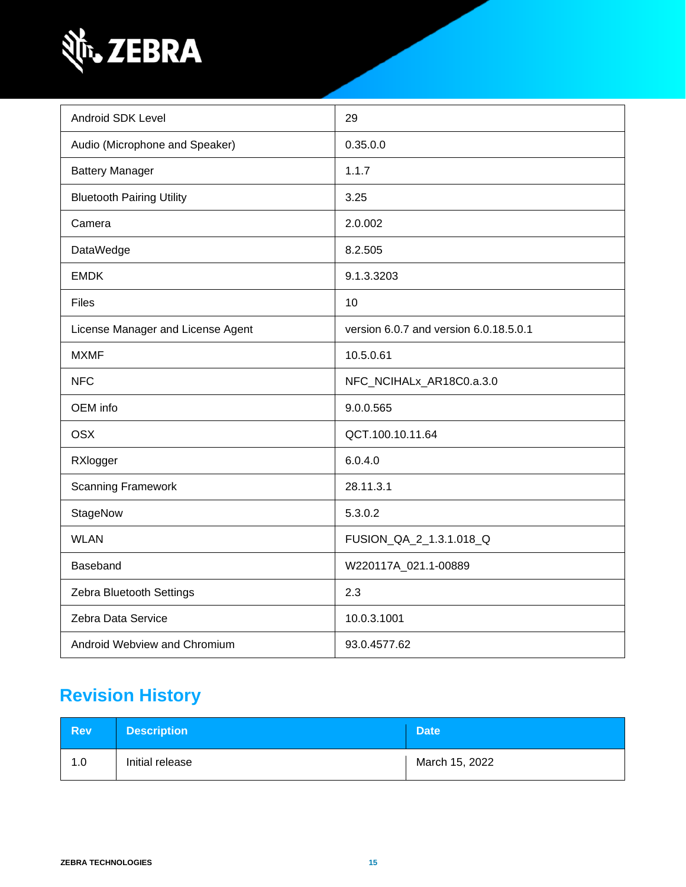| | |
|---|---|
| Android SDK Level | 29 |
| Audio (Microphone and Speaker) | 0.35.0.0 |
| Battery Manager | 1.1.7 |
| Bluetooth Pairing Utility | 3.25 |
| Camera | 2.0.002 |
| DataWedge | 8.2.505 |
| EMDK | 9.1.3.3203 |
| Files | 10 |
| License Manager and License Agent | version 6.0.7 and version 6.0.18.5.0.1 |
| MXMF | 10.5.0.61 |
| NFC | NFC_NCIHALx_AR18C0.a.3.0 |
| OEM info | 9.0.0.565 |
| OSX | QCT.100.10.11.64 |
| RXlogger | 6.0.4.0 |
| Scanning Framework | 28.11.3.1 |
| StageNow | 5.3.0.2 |
| WLAN | FUSION_QA_2_1.3.1.018_Q |
| Baseband | W220117A_021.1-00889 |
| Zebra Bluetooth Settings | 2.3 |
| Zebra Data Service | 10.0.3.1001 |
| Android Webview and Chromium | 93.0.4577.62 |

## Revision History

| Rev | Description | Date |
|---|---|---|
| 1.0 | Initial release | March 15, 2022 |